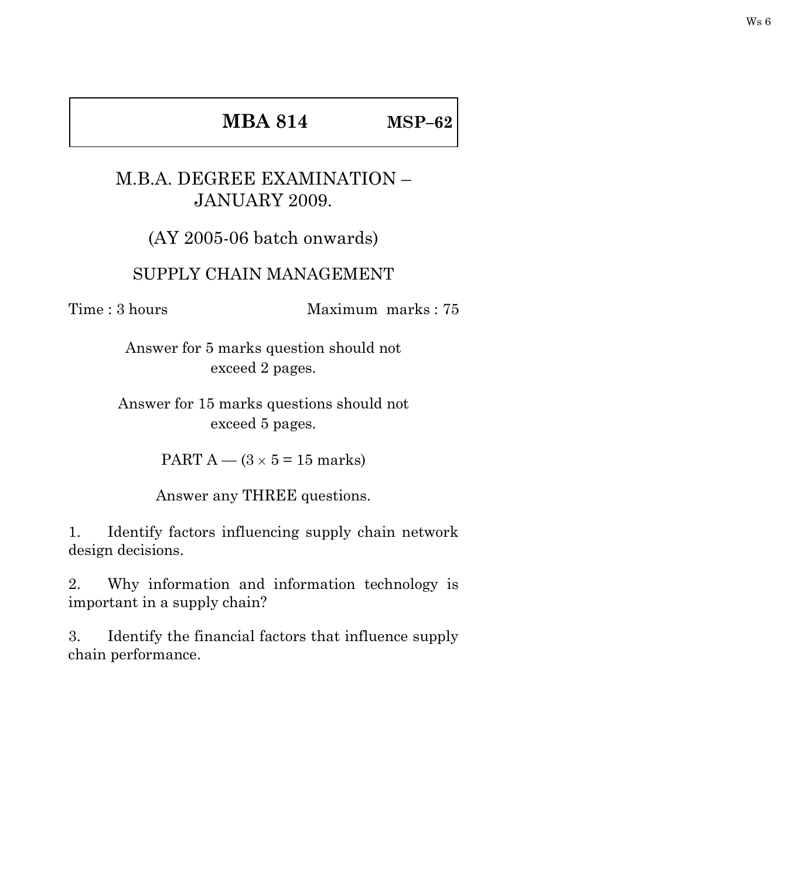Ws 6

**MBA 814** **MSP–62**

M.B.A. DEGREE EXAMINATION –
JANUARY 2009.

(AY 2005-06 batch onwards)

SUPPLY CHAIN MANAGEMENT

Time : 3 hours Maximum marks : 75

Answer for 5 marks question should not exceed 2 pages.

Answer for 15 marks questions should not exceed 5 pages.

PART A — ($3 \times 5 = 15$ marks)

Answer any THREE questions.

1. Identify factors influencing supply chain network design decisions.

2. Why information and information technology is important in a supply chain?

3. Identify the financial factors that influence supply chain performance.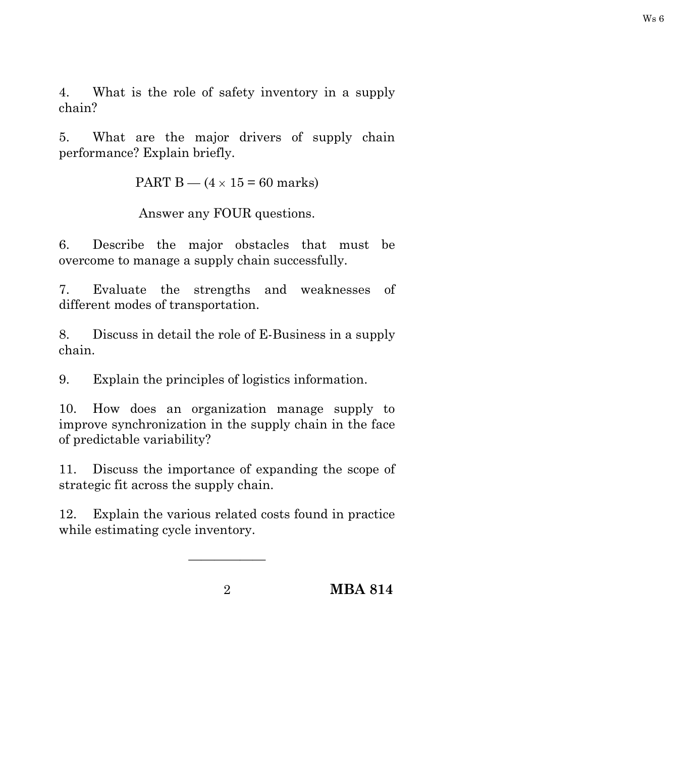4. What is the role of safety inventory in a supply chain?

5. What are the major drivers of supply chain performance? Explain briefly.

PART B — (4 × 15 = 60 marks)

Answer any FOUR questions.

6. Describe the major obstacles that must be overcome to manage a supply chain successfully.

7. Evaluate the strengths and weaknesses of different modes of transportation.

8. Discuss in detail the role of E-Business in a supply chain.

9. Explain the principles of logistics information.

10. How does an organization manage supply to improve synchronization in the supply chain in the face of predictable variability?

11. Discuss the importance of expanding the scope of strategic fit across the supply chain.

12. Explain the various related costs found in practice while estimating cycle inventory.

———————